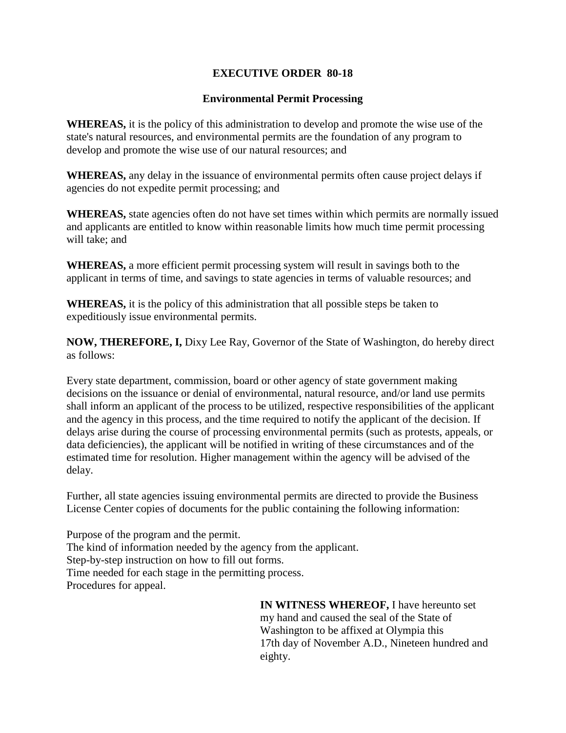# EXECUTIVE ORDER 80-18

## Environmental Permit Processing

**WHEREAS,** it is the policy of this administration to develop and promote the wise use of the state's natural resources, and environmental permits are the foundation of any program to develop and promote the wise use of our natural resources; and

**WHEREAS,** any delay in the issuance of environmental permits often cause project delays if agencies do not expedite permit processing; and

**WHEREAS,** state agencies often do not have set times within which permits are normally issued and applicants are entitled to know within reasonable limits how much time permit processing will take; and

**WHEREAS,** a more efficient permit processing system will result in savings both to the applicant in terms of time, and savings to state agencies in terms of valuable resources; and

**WHEREAS,** it is the policy of this administration that all possible steps be taken to expeditiously issue environmental permits.

**NOW, THEREFORE, I,** Dixy Lee Ray, Governor of the State of Washington, do hereby direct as follows:

Every state department, commission, board or other agency of state government making decisions on the issuance or denial of environmental, natural resource, and/or land use permits shall inform an applicant of the process to be utilized, respective responsibilities of the applicant and the agency in this process, and the time required to notify the applicant of the decision. If delays arise during the course of processing environmental permits (such as protests, appeals, or data deficiencies), the applicant will be notified in writing of these circumstances and of the estimated time for resolution. Higher management within the agency will be advised of the delay.

Further, all state agencies issuing environmental permits are directed to provide the Business License Center copies of documents for the public containing the following information:

Purpose of the program and the permit.
The kind of information needed by the agency from the applicant.
Step-by-step instruction on how to fill out forms.
Time needed for each stage in the permitting process.
Procedures for appeal.

**IN WITNESS WHEREOF,** I have hereunto set my hand and caused the seal of the State of Washington to be affixed at Olympia this 17th day of November A.D., Nineteen hundred and eighty.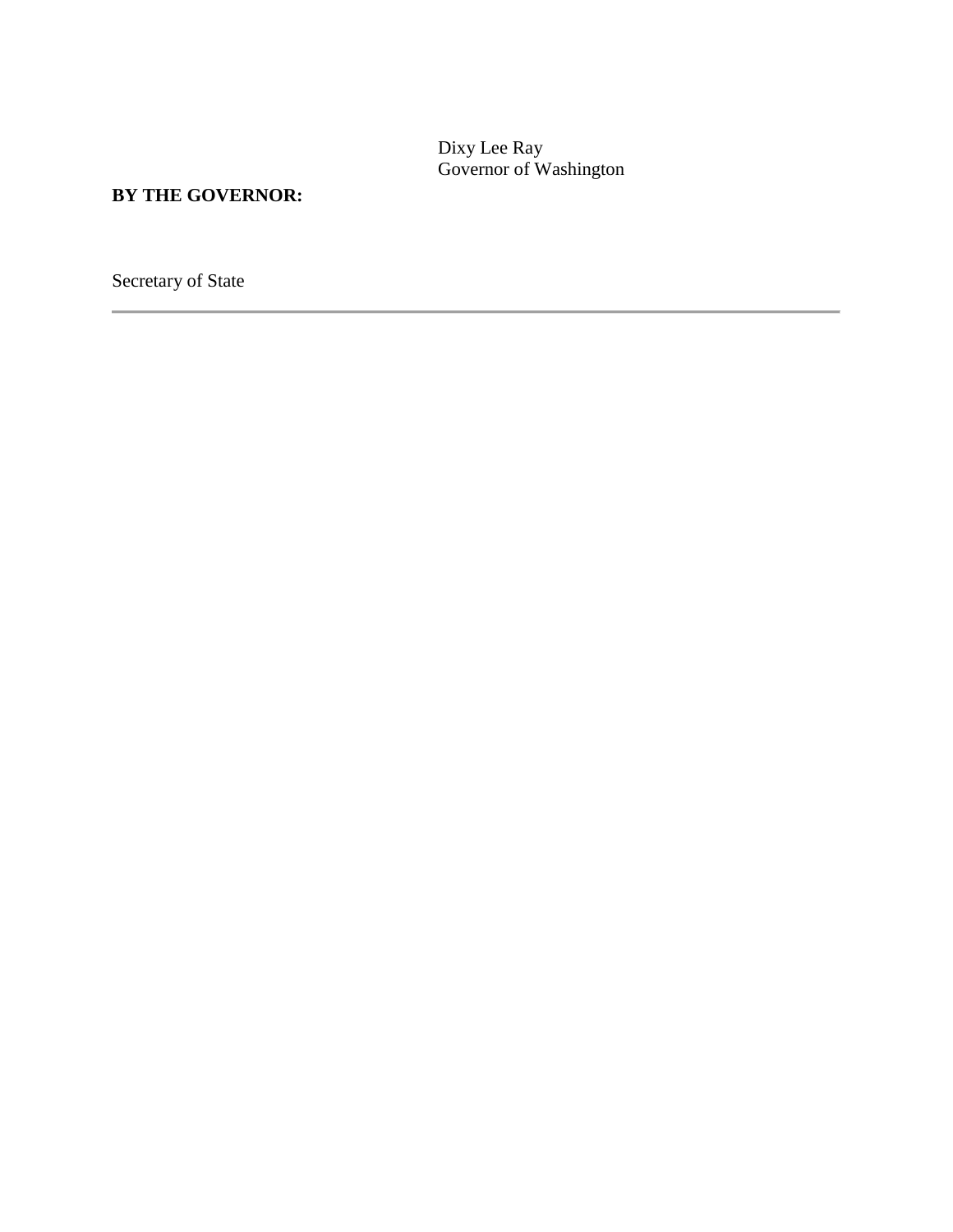Dixy Lee Ray
Governor of Washington

**BY THE GOVERNOR:**

Secretary of State

---